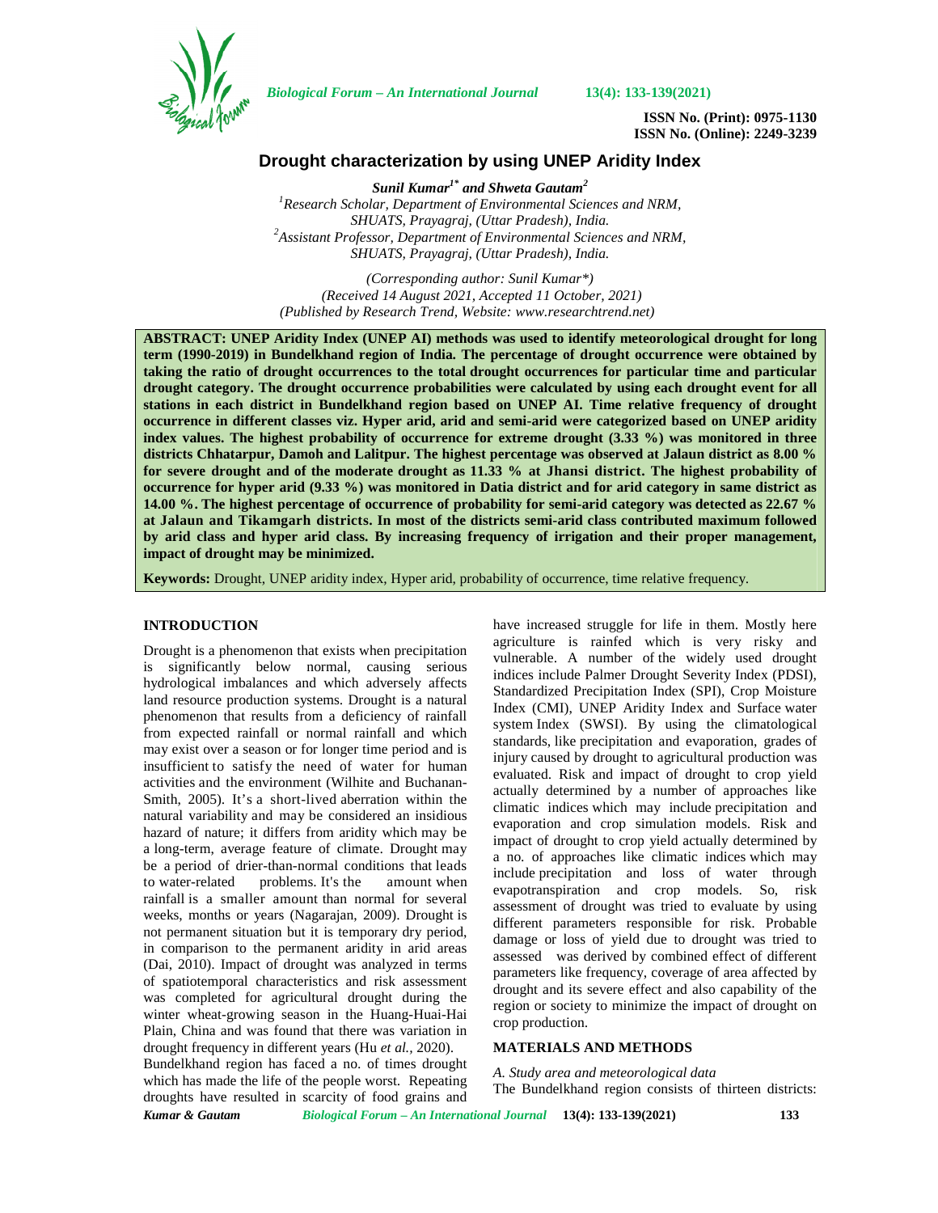ISSN No. (Print): 0975-1130
ISSN No. (Online): 2249-3239

# Drought characterization by using UNEP Aridity Index

***Sunil Kumar[1*] and Shweta Gautam[2]***

[1]Research Scholar, Department of Environmental Sciences and NRM, SHUATS, Prayagraj, (Uttar Pradesh), India.
[2]Assistant Professor, Department of Environmental Sciences and NRM, SHUATS, Prayagraj, (Uttar Pradesh), India.

*(Corresponding author: Sunil Kumar*)*
*(Received 14 August 2021, Accepted 11 October, 2021)*
*(Published by Research Trend, Website: www.researchtrend.net)*

**ABSTRACT: UNEP Aridity Index (UNEP AI) methods was used to identify meteorological drought for long term (1990-2019) in Bundelkhand region of India. The percentage of drought occurrence were obtained by taking the ratio of drought occurrences to the total drought occurrences for particular time and particular drought category. The drought occurrence probabilities were calculated by using each drought event for all stations in each district in Bundelkhand region based on UNEP AI. Time relative frequency of drought occurrence in different classes viz. Hyper arid, arid and semi-arid were categorized based on UNEP aridity index values. The highest probability of occurrence for extreme drought (3.33 %) was monitored in three districts Chhatarpur, Damoh and Lalitpur. The highest percentage was observed at Jalaun district as 8.00 % for severe drought and of the moderate drought as 11.33 % at Jhansi district. The highest probability of occurrence for hyper arid (9.33 %) was monitored in Datia district and for arid category in same district as 14.00 %. The highest percentage of occurrence of probability for semi-arid category was detected as 22.67 % at Jalaun and Tikamgarh districts. In most of the districts semi-arid class contributed maximum followed by arid class and hyper arid class. By increasing frequency of irrigation and their proper management, impact of drought may be minimized.**

**Keywords:** Drought, UNEP aridity index, Hyper arid, probability of occurrence, time relative frequency.

## INTRODUCTION

Drought is a phenomenon that exists when precipitation is significantly below normal, causing serious hydrological imbalances and which adversely affects land resource production systems. Drought is a natural phenomenon that results from a deficiency of rainfall from expected rainfall or normal rainfall and which may exist over a season or for longer time period and is insufficient to satisfy the need of water for human activities and the environment (Wilhite and Buchanan-Smith, 2005). It's a short-lived aberration within the natural variability and may be considered an insidious hazard of nature; it differs from aridity which may be a long-term, average feature of climate. Drought may be a period of drier-than-normal conditions that leads to water-related problems. It's the amount when rainfall is a smaller amount than normal for several weeks, months or years (Nagarajan, 2009). Drought is not permanent situation but it is temporary dry period, in comparison to the permanent aridity in arid areas (Dai, 2010). Impact of drought was analyzed in terms of spatiotemporal characteristics and risk assessment was completed for agricultural drought during the winter wheat-growing season in the Huang-Huai-Hai Plain, China and was found that there was variation in drought frequency in different years (Hu *et al.*, 2020).

Bundelkhand region has faced a no. of times drought which has made the life of the people worst. Repeating droughts have resulted in scarcity of food grains and have increased struggle for life in them. Mostly here agriculture is rainfed which is very risky and vulnerable. A number of the widely used drought indices include Palmer Drought Severity Index (PDSI), Standardized Precipitation Index (SPI), Crop Moisture Index (CMI), UNEP Aridity Index and Surface water system Index (SWSI). By using the climatological standards, like precipitation and evaporation, grades of injury caused by drought to agricultural production was evaluated. Risk and impact of drought to crop yield actually determined by a number of approaches like climatic indices which may include precipitation and evaporation and crop simulation models. Risk and impact of drought to crop yield actually determined by a no. of approaches like climatic indices which may include precipitation and loss of water through evapotranspiration and crop models. So, risk assessment of drought was tried to evaluate by using different parameters responsible for risk. Probable damage or loss of yield due to drought was tried to assessed was derived by combined effect of different parameters like frequency, coverage of area affected by drought and its severe effect and also capability of the region or society to minimize the impact of drought on crop production.

## MATERIALS AND METHODS

*A. Study area and meteorological data*

The Bundelkhand region consists of thirteen districts: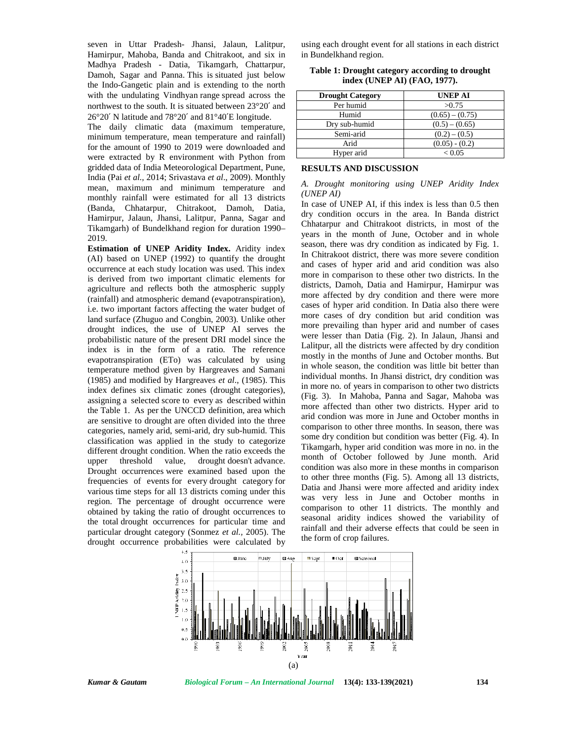seven in Uttar Pradesh- Jhansi, Jalaun, Lalitpur, Hamirpur, Mahoba, Banda and Chitrakoot, and six in Madhya Pradesh - Datia, Tikamgarh, Chattarpur, Damoh, Sagar and Panna. This is situated just below the Indo-Gangetic plain and is extending to the north with the undulating Vindhyan range spread across the northwest to the south. It is situated between 23°20′ and 26°20′ N latitude and 78°20′ and 81°40′E longitude.

The daily climatic data (maximum temperature, minimum temperature, mean temperature and rainfall) for the amount of 1990 to 2019 were downloaded and were extracted by R environment with Python from gridded data of India Meteorological Department, Pune, India (Pai *et al.*, 2014; Srivastava *et al*., 2009). Monthly mean, maximum and minimum temperature and monthly rainfall were estimated for all 13 districts (Banda, Chhatarpur, Chitrakoot, Damoh, Datia, Hamirpur, Jalaun, Jhansi, Lalitpur, Panna, Sagar and Tikamgarh) of Bundelkhand region for duration 1990–2019.

**Estimation of UNEP Aridity Index.** Aridity index (AI) based on UNEP (1992) to quantify the drought occurrence at each study location was used. This index is derived from two important climatic elements for agriculture and reflects both the atmospheric supply (rainfall) and atmospheric demand (evapotranspiration), i.e. two important factors affecting the water budget of land surface (Zhuguo and Congbin, 2003). Unlike other drought indices, the use of UNEP AI serves the probabilistic nature of the present DRI model since the index is in the form of a ratio. The reference evapotranspiration (ETo) was calculated by using temperature method given by Hargreaves and Samani (1985) and modified by Hargreaves *et al*., (1985). This index defines six climatic zones (drought categories), assigning a selected score to every as described within the Table 1. As per the UNCCD definition, area which are sensitive to drought are often divided into the three categories, namely arid, semi-arid, dry sub-humid. This classification was applied in the study to categorize different drought condition. When the ratio exceeds the upper threshold value, drought doesn't advance. Drought occurrences were examined based upon the frequencies of events for every drought category for various time steps for all 13 districts coming under this region. The percentage of drought occurrence were obtained by taking the ratio of drought occurrences to the total drought occurrences for particular time and particular drought category (Sonmez *et al.*, 2005). The drought occurrence probabilities were calculated by using each drought event for all stations in each district in Bundelkhand region.

**Table 1: Drought category according to drought index (UNEP AI) (FAO, 1977).**

| Drought Category | UNEP AI |
|---|---|
| Per humid | >0.75 |
| Humid | (0.65) – (0.75) |
| Dry sub-humid | (0.5) – (0.65) |
| Semi-arid | (0.2) – (0.5) |
| Arid | (0.05) - (0.2) |
| Hyper arid | < 0.05 |

## RESULTS AND DISCUSSION

### *A. Drought monitoring using UNEP Aridity Index (UNEP AI)*

In case of UNEP AI, if this index is less than 0.5 then dry condition occurs in the area. In Banda district Chhatarpur and Chitrakoot districts, in most of the years in the month of June, October and in whole season, there was dry condition as indicated by Fig. 1. In Chitrakoot district, there was more severe condition and cases of hyper arid and arid condition was also more in comparison to these other two districts. In the districts, Damoh, Datia and Hamirpur, Hamirpur was more affected by dry condition and there were more cases of hyper arid condition. In Datia also there were more cases of dry condition but arid condition was more prevailing than hyper arid and number of cases were lesser than Datia (Fig. 2). In Jalaun, Jhansi and Lalitpur, all the districts were affected by dry condition mostly in the months of June and October months. But in whole season, the condition was little bit better than individual months. In Jhansi district, dry condition was in more no. of years in comparison to other two districts (Fig. 3). In Mahoba, Panna and Sagar, Mahoba was more affected than other two districts. Hyper arid to arid condion was more in June and October months in comparison to other three months. In season, there was some dry condition but condition was better (Fig. 4). In Tikamgarh, hyper arid condition was more in no. in the month of October followed by June month. Arid condition was also more in these months in comparison to other three months (Fig. 5). Among all 13 districts, Datia and Jhansi were more affected and aridity index was very less in June and October months in comparison to other 11 districts. The monthly and seasonal aridity indices showed the variability of rainfall and their adverse effects that could be seen in the form of crop failures.

(a)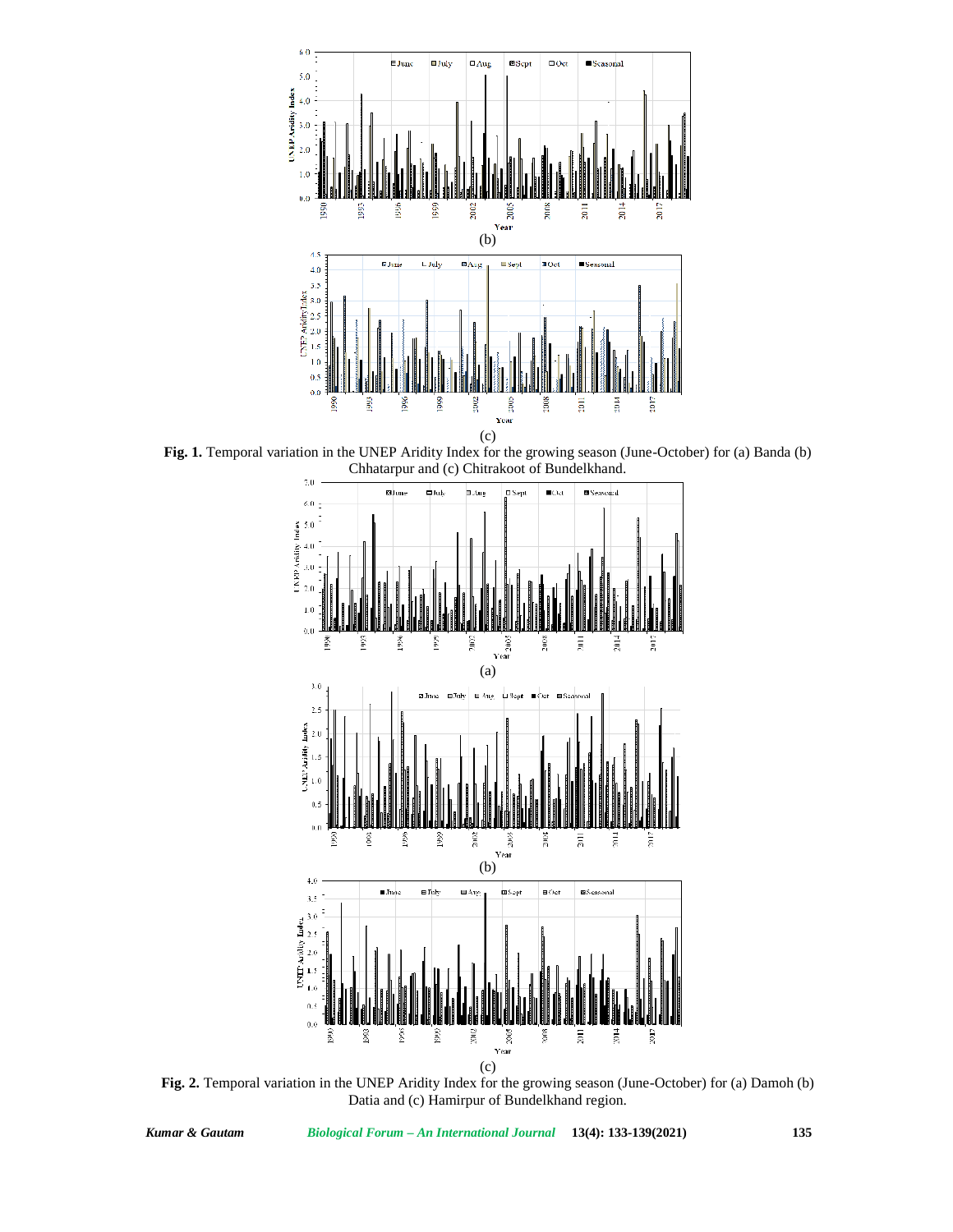(b)

(c)

**Fig. 1.** Temporal variation in the UNEP Aridity Index for the growing season (June-October) for (a) Banda (b) Chhatarpur and (c) Chitrakoot of Bundelkhand.

(a)

(b)

(c)

**Fig. 2.** Temporal variation in the UNEP Aridity Index for the growing season (June-October) for (a) Damoh (b) Datia and (c) Hamirpur of Bundelkhand region.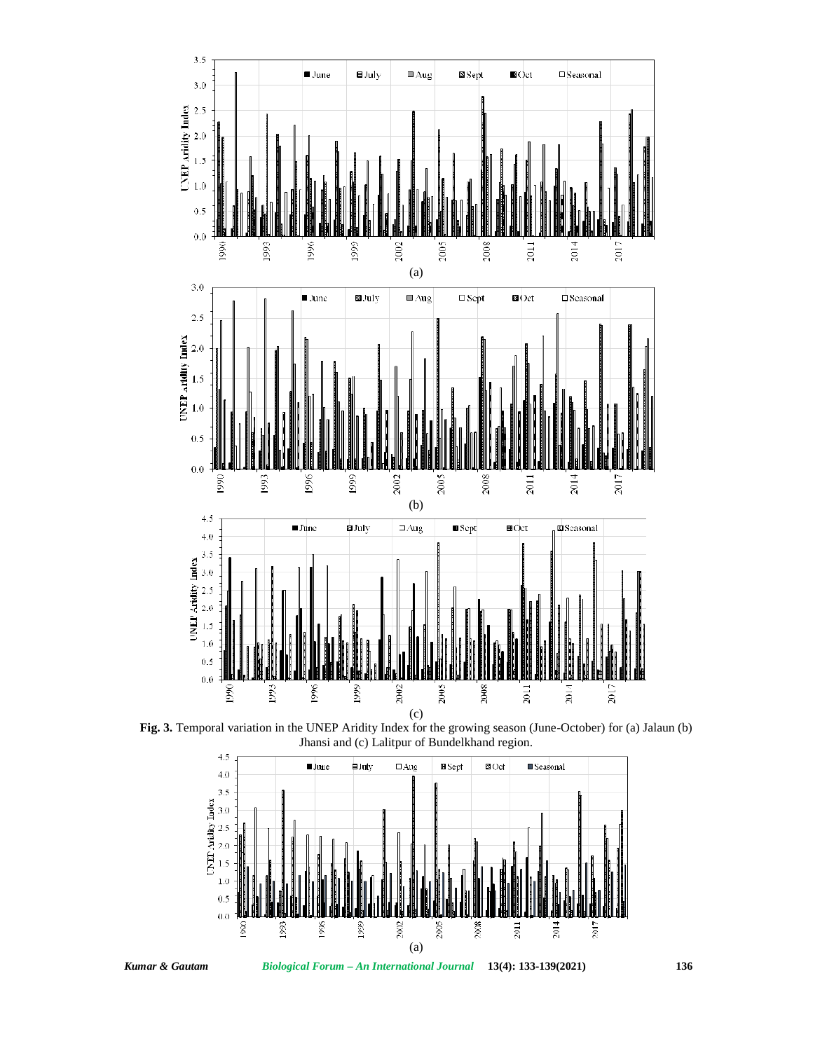(a)

(b)

(c)

**Fig. 3.** Temporal variation in the UNEP Aridity Index for the growing season (June-October) for (a) Jalaun (b) Jhansi and (c) Lalitpur of Bundelkhand region.

(a)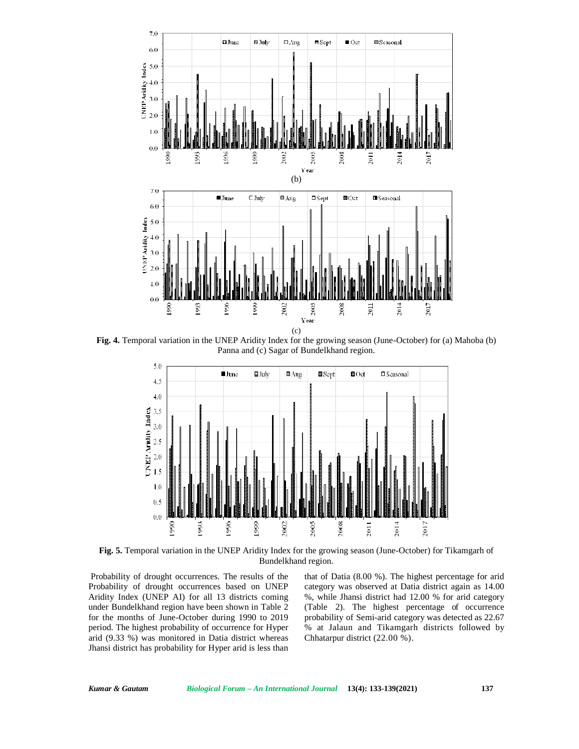(b)

(c)

**Fig. 4.** Temporal variation in the UNEP Aridity Index for the growing season (June-October) for (a) Mahoba (b) Panna and (c) Sagar of Bundelkhand region.

**Fig. 5.** Temporal variation in the UNEP Aridity Index for the growing season (June-October) for Tikamgarh of Bundelkhand region.

Probability of drought occurrences. The results of the Probability of drought occurrences based on UNEP Aridity Index (UNEP AI) for all 13 districts coming under Bundelkhand region have been shown in Table 2 for the months of June-October during 1990 to 2019 period. The highest probability of occurrence for Hyper arid (9.33 %) was monitored in Datia district whereas Jhansi district has probability for Hyper arid is less than that of Datia (8.00 %). The highest percentage for arid category was observed at Datia district again as 14.00 %, while Jhansi district had 12.00 % for arid category (Table 2). The highest percentage of occurrence probability of Semi-arid category was detected as 22.67 % at Jalaun and Tikamgarh districts followed by Chhatarpur district (22.00 %).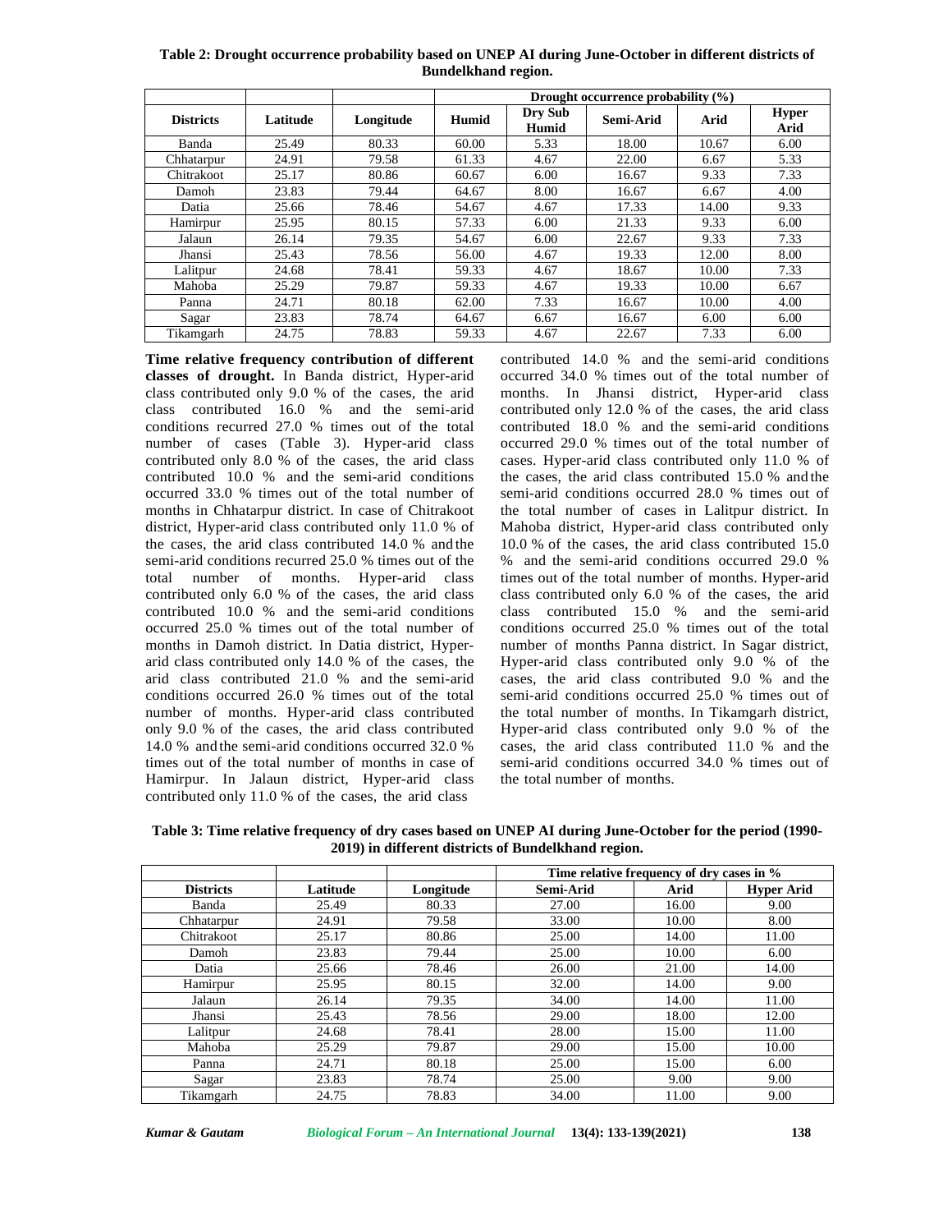**Table 2: Drought occurrence probability based on UNEP AI during June-October in different districts of Bundelkhand region.**

| | | | Drought occurrence probability (%) | | | | |
|---|---|---|---|---|---|---|---|
| **Districts** | **Latitude** | **Longitude** | **Humid** | **Dry Sub Humid** | **Semi-Arid** | **Arid** | **Hyper Arid** |
| Banda | 25.49 | 80.33 | 60.00 | 5.33 | 18.00 | 10.67 | 6.00 |
| Chhatarpur | 24.91 | 79.58 | 61.33 | 4.67 | 22.00 | 6.67 | 5.33 |
| Chitrakoot | 25.17 | 80.86 | 60.67 | 6.00 | 16.67 | 9.33 | 7.33 |
| Damoh | 23.83 | 79.44 | 64.67 | 8.00 | 16.67 | 6.67 | 4.00 |
| Datia | 25.66 | 78.46 | 54.67 | 4.67 | 17.33 | 14.00 | 9.33 |
| Hamirpur | 25.95 | 80.15 | 57.33 | 6.00 | 21.33 | 9.33 | 6.00 |
| Jalaun | 26.14 | 79.35 | 54.67 | 6.00 | 22.67 | 9.33 | 7.33 |
| Jhansi | 25.43 | 78.56 | 56.00 | 4.67 | 19.33 | 12.00 | 8.00 |
| Lalitpur | 24.68 | 78.41 | 59.33 | 4.67 | 18.67 | 10.00 | 7.33 |
| Mahoba | 25.29 | 79.87 | 59.33 | 4.67 | 19.33 | 10.00 | 6.67 |
| Panna | 24.71 | 80.18 | 62.00 | 7.33 | 16.67 | 10.00 | 4.00 |
| Sagar | 23.83 | 78.74 | 64.67 | 6.67 | 16.67 | 6.00 | 6.00 |
| Tikamgarh | 24.75 | 78.83 | 59.33 | 4.67 | 22.67 | 7.33 | 6.00 |

**Time relative frequency contribution of different classes of drought.** In Banda district, Hyper-arid class contributed only 9.0 % of the cases, the arid class contributed 16.0 % and the semi-arid conditions recurred 27.0 % times out of the total number of cases (Table 3). Hyper-arid class contributed only 8.0 % of the cases, the arid class contributed 10.0 % and the semi-arid conditions occurred 33.0 % times out of the total number of months in Chhatarpur district. In case of Chitrakoot district, Hyper-arid class contributed only 11.0 % of the cases, the arid class contributed 14.0 % and the semi-arid conditions recurred 25.0 % times out of the total number of months. Hyper-arid class contributed only 6.0 % of the cases, the arid class contributed 10.0 % and the semi-arid conditions occurred 25.0 % times out of the total number of months in Damoh district. In Datia district, Hyper-arid class contributed only 14.0 % of the cases, the arid class contributed 21.0 % and the semi-arid conditions occurred 26.0 % times out of the total number of months. Hyper-arid class contributed only 9.0 % of the cases, the arid class contributed 14.0 % and the semi-arid conditions occurred 32.0 % times out of the total number of months in case of Hamirpur. In Jalaun district, Hyper-arid class contributed only 11.0 % of the cases, the arid class contributed 14.0 % and the semi-arid conditions occurred 34.0 % times out of the total number of months. In Jhansi district, Hyper-arid class contributed only 12.0 % of the cases, the arid class contributed 18.0 % and the semi-arid conditions occurred 29.0 % times out of the total number of cases. Hyper-arid class contributed only 11.0 % of the cases, the arid class contributed 15.0 % and the semi-arid conditions occurred 28.0 % times out of the total number of cases in Lalitpur district. In Mahoba district, Hyper-arid class contributed only 10.0 % of the cases, the arid class contributed 15.0 % and the semi-arid conditions occurred 29.0 % times out of the total number of months. Hyper-arid class contributed only 6.0 % of the cases, the arid class contributed 15.0 % and the semi-arid conditions occurred 25.0 % times out of the total number of months Panna district. In Sagar district, Hyper-arid class contributed only 9.0 % of the cases, the arid class contributed 9.0 % and the semi-arid conditions occurred 25.0 % times out of the total number of months. In Tikamgarh district, Hyper-arid class contributed only 9.0 % of the cases, the arid class contributed 11.0 % and the semi-arid conditions occurred 34.0 % times out of the total number of months.

**Table 3: Time relative frequency of dry cases based on UNEP AI during June-October for the period (1990-2019) in different districts of Bundelkhand region.**

| | | | Time relative frequency of dry cases in % | | |
|---|---|---|---|---|---|
| **Districts** | **Latitude** | **Longitude** | **Semi-Arid** | **Arid** | **Hyper Arid** |
| Banda | 25.49 | 80.33 | 27.00 | 16.00 | 9.00 |
| Chhatarpur | 24.91 | 79.58 | 33.00 | 10.00 | 8.00 |
| Chitrakoot | 25.17 | 80.86 | 25.00 | 14.00 | 11.00 |
| Damoh | 23.83 | 79.44 | 25.00 | 10.00 | 6.00 |
| Datia | 25.66 | 78.46 | 26.00 | 21.00 | 14.00 |
| Hamirpur | 25.95 | 80.15 | 32.00 | 14.00 | 9.00 |
| Jalaun | 26.14 | 79.35 | 34.00 | 14.00 | 11.00 |
| Jhansi | 25.43 | 78.56 | 29.00 | 18.00 | 12.00 |
| Lalitpur | 24.68 | 78.41 | 28.00 | 15.00 | 11.00 |
| Mahoba | 25.29 | 79.87 | 29.00 | 15.00 | 10.00 |
| Panna | 24.71 | 80.18 | 25.00 | 15.00 | 6.00 |
| Sagar | 23.83 | 78.74 | 25.00 | 9.00 | 9.00 |
| Tikamgarh | 24.75 | 78.83 | 34.00 | 11.00 | 9.00 |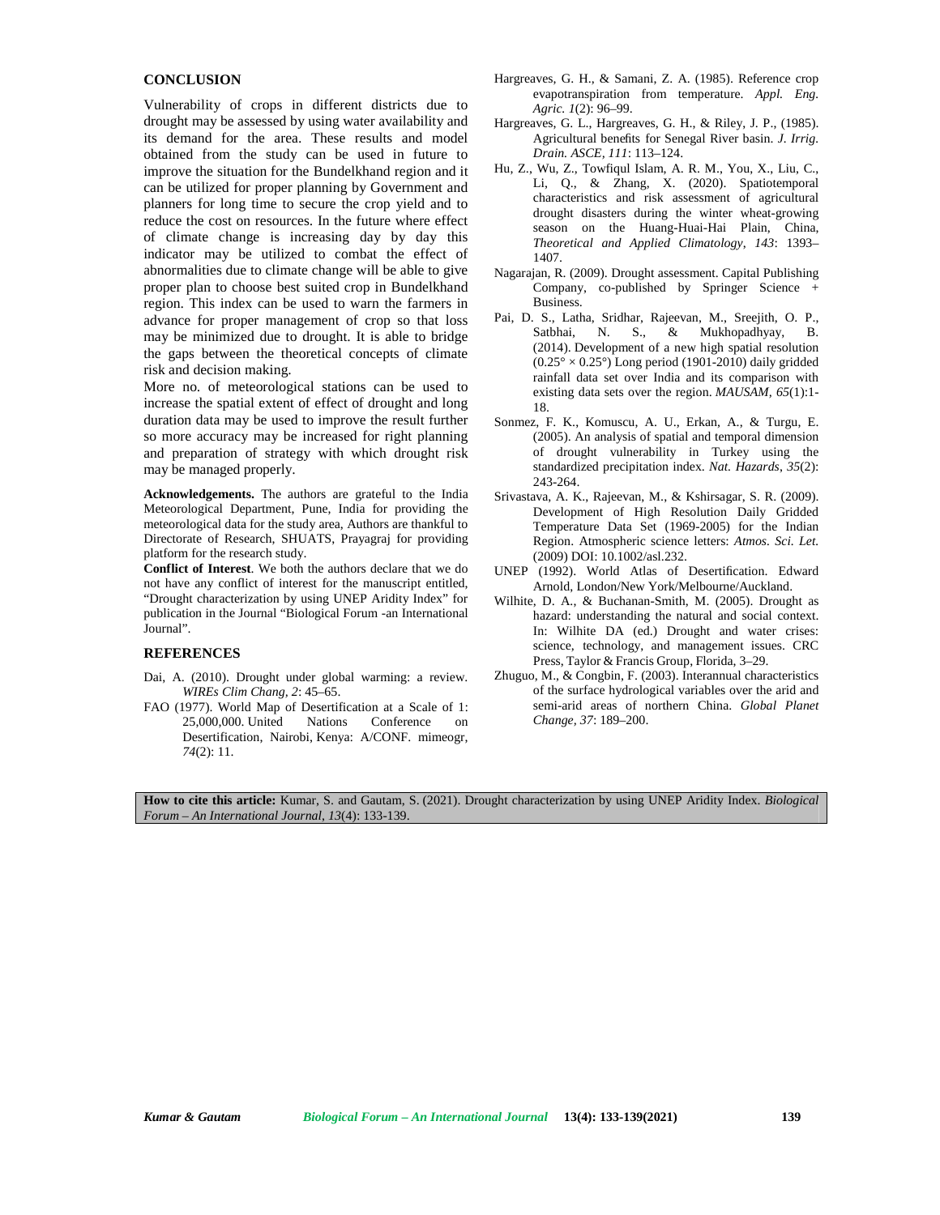## CONCLUSION

Vulnerability of crops in different districts due to drought may be assessed by using water availability and its demand for the area. These results and model obtained from the study can be used in future to improve the situation for the Bundelkhand region and it can be utilized for proper planning by Government and planners for long time to secure the crop yield and to reduce the cost on resources. In the future where effect of climate change is increasing day by day this indicator may be utilized to combat the effect of abnormalities due to climate change will be able to give proper plan to choose best suited crop in Bundelkhand region. This index can be used to warn the farmers in advance for proper management of crop so that loss may be minimized due to drought. It is able to bridge the gaps between the theoretical concepts of climate risk and decision making.

More no. of meteorological stations can be used to increase the spatial extent of effect of drought and long duration data may be used to improve the result further so more accuracy may be increased for right planning and preparation of strategy with which drought risk may be managed properly.

**Acknowledgements.** The authors are grateful to the India Meteorological Department, Pune, India for providing the meteorological data for the study area, Authors are thankful to Directorate of Research, SHUATS, Prayagraj for providing platform for the research study.

**Conflict of Interest**. We both the authors declare that we do not have any conflict of interest for the manuscript entitled, "Drought characterization by using UNEP Aridity Index" for publication in the Journal "Biological Forum -an International Journal".

## REFERENCES

Dai, A. (2010). Drought under global warming: a review. *WIREs Clim Chang, 2*: 45–65.

FAO (1977). World Map of Desertification at a Scale of 1: 25,000,000. United Nations Conference on Desertification, Nairobi, Kenya: A/CONF. mimeogr, *74*(2): 11.

Hargreaves, G. H., & Samani, Z. A. (1985). Reference crop evapotranspiration from temperature. *Appl. Eng. Agric. 1*(2): 96–99.

Hargreaves, G. L., Hargreaves, G. H., & Riley, J. P., (1985). Agricultural benefits for Senegal River basin. *J. Irrig. Drain. ASCE, 111*: 113–124.

Hu, Z., Wu, Z., Towfiqul Islam, A. R. M., You, X., Liu, C., Li, Q., & Zhang, X. (2020). Spatiotemporal characteristics and risk assessment of agricultural drought disasters during the winter wheat-growing season on the Huang-Huai-Hai Plain, China, *Theoretical and Applied Climatology, 143*: 1393–1407.

Nagarajan, R. (2009). Drought assessment. Capital Publishing Company, co-published by Springer Science + Business.

Pai, D. S., Latha, Sridhar, Rajeevan, M., Sreejith, O. P., Satbhai, N. S., & Mukhopadhyay, B. (2014). Development of a new high spatial resolution (0.25° × 0.25°) Long period (1901-2010) daily gridded rainfall data set over India and its comparison with existing data sets over the region. *MAUSAM, 65*(1):1-18.

Sonmez, F. K., Komuscu, A. U., Erkan, A., & Turgu, E. (2005). An analysis of spatial and temporal dimension of drought vulnerability in Turkey using the standardized precipitation index. *Nat. Hazards*, *35*(2): 243-264.

Srivastava, A. K., Rajeevan, M., & Kshirsagar, S. R. (2009). Development of High Resolution Daily Gridded Temperature Data Set (1969-2005) for the Indian Region. Atmospheric science letters: *Atmos. Sci. Let.* (2009) DOI: 10.1002/asl.232.

UNEP (1992). World Atlas of Desertification. Edward Arnold, London/New York/Melbourne/Auckland.

Wilhite, D. A., & Buchanan-Smith, M. (2005). Drought as hazard: understanding the natural and social context. In: Wilhite DA (ed.) Drought and water crises: science, technology, and management issues. CRC Press, Taylor & Francis Group, Florida, 3–29.

Zhuguo, M., & Congbin, F. (2003). Interannual characteristics of the surface hydrological variables over the arid and semi-arid areas of northern China. *Global Planet Change, 37*: 189–200.

**How to cite this article:** Kumar, S. and Gautam, S. (2021). Drought characterization by using UNEP Aridity Index. *Biological Forum – An International Journal*, *13*(4): 133-139.